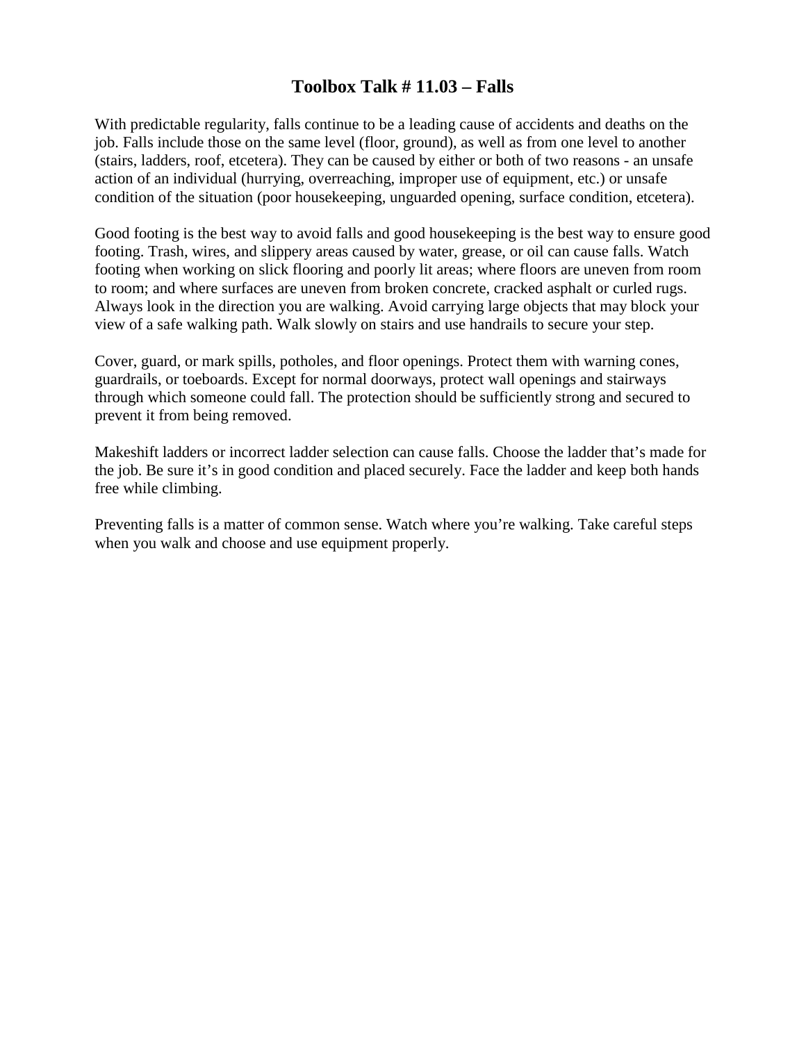# Toolbox Talk # 11.03 – Falls

With predictable regularity, falls continue to be a leading cause of accidents and deaths on the job. Falls include those on the same level (floor, ground), as well as from one level to another (stairs, ladders, roof, etcetera). They can be caused by either or both of two reasons - an unsafe action of an individual (hurrying, overreaching, improper use of equipment, etc.) or unsafe condition of the situation (poor housekeeping, unguarded opening, surface condition, etcetera).

Good footing is the best way to avoid falls and good housekeeping is the best way to ensure good footing. Trash, wires, and slippery areas caused by water, grease, or oil can cause falls. Watch footing when working on slick flooring and poorly lit areas; where floors are uneven from room to room; and where surfaces are uneven from broken concrete, cracked asphalt or curled rugs. Always look in the direction you are walking. Avoid carrying large objects that may block your view of a safe walking path. Walk slowly on stairs and use handrails to secure your step.

Cover, guard, or mark spills, potholes, and floor openings. Protect them with warning cones, guardrails, or toeboards. Except for normal doorways, protect wall openings and stairways through which someone could fall. The protection should be sufficiently strong and secured to prevent it from being removed.

Makeshift ladders or incorrect ladder selection can cause falls. Choose the ladder that's made for the job. Be sure it's in good condition and placed securely. Face the ladder and keep both hands free while climbing.

Preventing falls is a matter of common sense. Watch where you're walking. Take careful steps when you walk and choose and use equipment properly.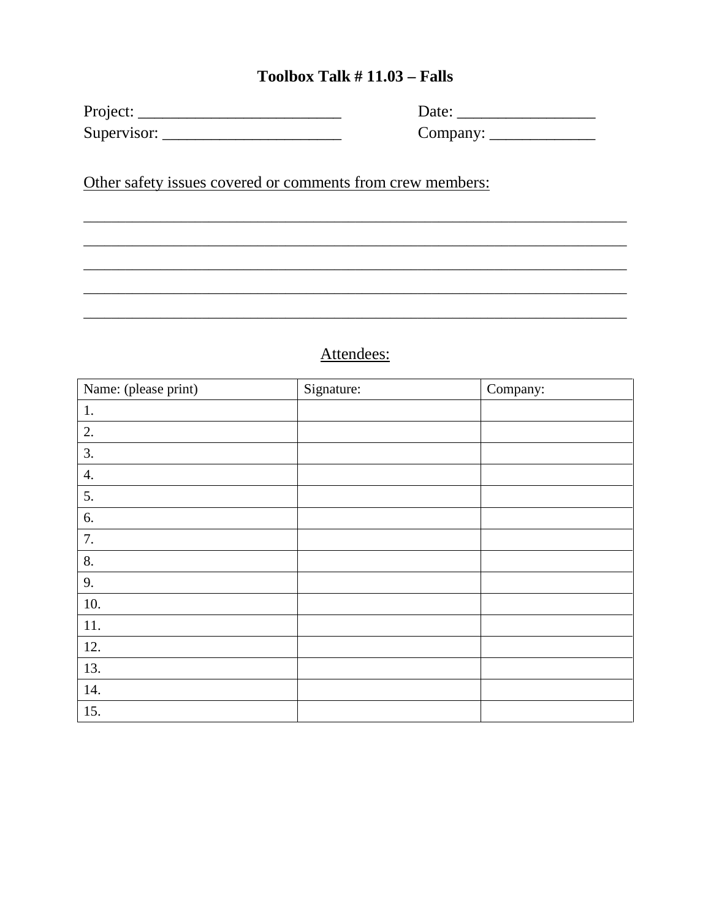# Toolbox Talk # 11.03 – Falls

Project: _________________________ Date: _________________

Supervisor: ______________________ Company: _____________

Other safety issues covered or comments from crew members:

___________________________________________________________________________

___________________________________________________________________________

___________________________________________________________________________

___________________________________________________________________________

___________________________________________________________________________

## Attendees:

| Name: (please print) | Signature: | Company: |
|---|---|---|
| 1. | | |
| 2. | | |
| 3. | | |
| 4. | | |
| 5. | | |
| 6. | | |
| 7. | | |
| 8. | | |
| 9. | | |
| 10. | | |
| 11. | | |
| 12. | | |
| 13. | | |
| 14. | | |
| 15. | | |